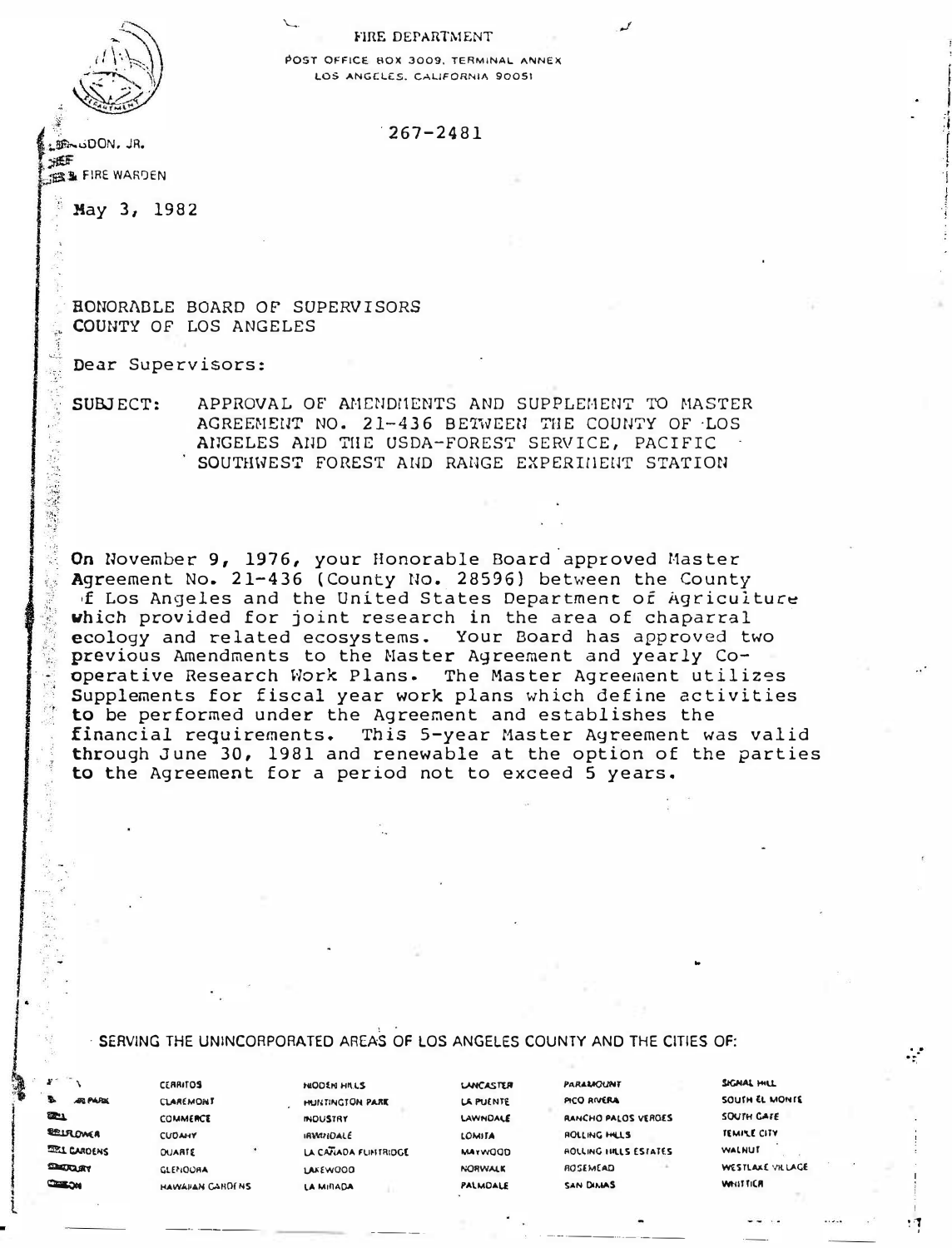FIRE DEPARTMENT

POST OFFICE BOX 3009, TERMINAL ANNEX
LOS ANGELES, CALIFORNIA 90051

267-2481

...GDON, JR.
CHIEF
... FIRE WARDEN

May 3, 1982

HONORABLE BOARD OF SUPERVISORS
COUNTY OF LOS ANGELES

Dear Supervisors:

SUBJECT: APPROVAL OF AMENDMENTS AND SUPPLEMENT TO MASTER AGREEMENT NO. 21-436 BETWEEN THE COUNTY OF LOS ANGELES AND THE USDA-FOREST SERVICE, PACIFIC SOUTHWEST FOREST AND RANGE EXPERIMENT STATION

On November 9, 1976, your Honorable Board approved Master Agreement No. 21-436 (County No. 28596) between the County of Los Angeles and the United States Department of Agriculture which provided for joint research in the area of chaparral ecology and related ecosystems. Your Board has approved two previous Amendments to the Master Agreement and yearly Co-operative Research Work Plans. The Master Agreement utilizes Supplements for fiscal year work plans which define activities to be performed under the Agreement and establishes the financial requirements. This 5-year Master Agreement was valid through June 30, 1981 and renewable at the option of the parties to the Agreement for a period not to exceed 5 years.

SERVING THE UNINCORPORATED AREAS OF LOS ANGELES COUNTY AND THE CITIES OF:

| | | | | | |
|---|---|---|---|---|---|
| ... | CERRITOS | HIDDEN HILLS | LANCASTER | PARAMOUNT | SIGNAL HILL |
| ... PARK | CLAREMONT | HUNTINGTON PARK | LA PUENTE | PICO RIVERA | SOUTH EL MONTE |
| ... | COMMERCE | INDUSTRY | LAWNDALE | RANCHO PALOS VERDES | SOUTH GATE |
| BELLFLOWER | CUDAHY | IRWINDALE | LOMITA | ROLLING HILLS | TEMPLE CITY |
| ... GARDENS | DUARTE | LA CAÑADA FLINTRIDGE | MAYWOOD | ROLLING HILLS ESTATES | WALNUT |
| ... | GLENDORA | LAKEWOOD | NORWALK | ROSEMEAD | WESTLAKE VILLAGE |
| ... | HAWAIIAN GARDENS | LA MIRADA | PALMDALE | SAN DIMAS | WHITTIER |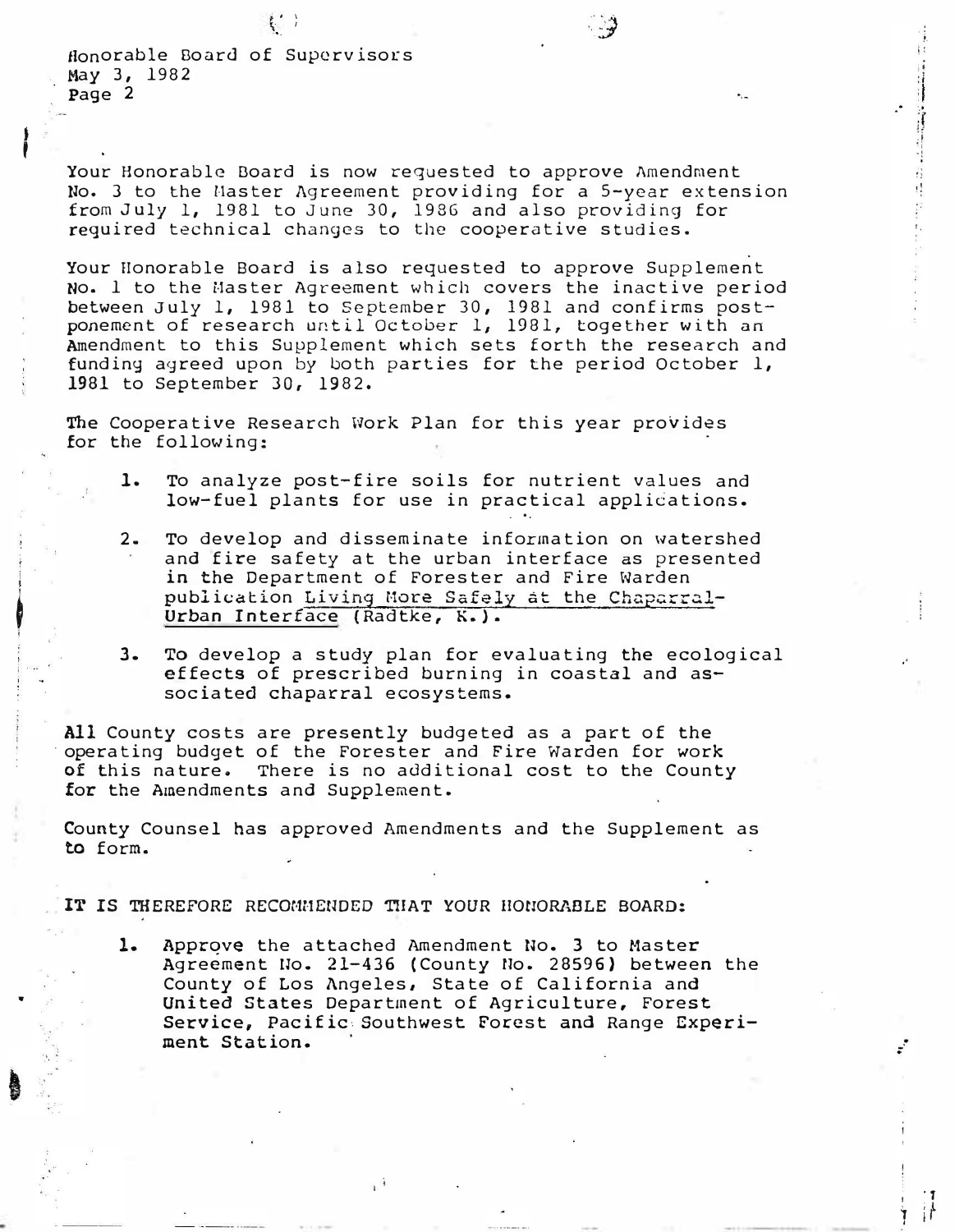Your Honorable Board is now requested to approve Amendment No. 3 to the Master Agreement providing for a 5-year extension from July 1, 1981 to June 30, 1986 and also providing for required technical changes to the cooperative studies.

Your Honorable Board is also requested to approve Supplement No. 1 to the Master Agreement which covers the inactive period between July 1, 1981 to September 30, 1981 and confirms postponement of research until October 1, 1981, together with an Amendment to this Supplement which sets forth the research and funding agreed upon by both parties for the period October 1, 1981 to September 30, 1982.

The Cooperative Research Work Plan for this year provides for the following:

1. To analyze post-fire soils for nutrient values and low-fuel plants for use in practical applications.

2. To develop and disseminate information on watershed and fire safety at the urban interface as presented in the Department of Forester and Fire Warden publication Living More Safely at the Chaparral-Urban Interface (Radtke, K.).

3. To develop a study plan for evaluating the ecological effects of prescribed burning in coastal and associated chaparral ecosystems.

All County costs are presently budgeted as a part of the operating budget of the Forester and Fire Warden for work of this nature. There is no additional cost to the County for the Amendments and Supplement.

County Counsel has approved Amendments and the Supplement as to form.

IT IS THEREFORE RECOMMENDED THAT YOUR HONORABLE BOARD:

1. Approve the attached Amendment No. 3 to Master Agreement No. 21-436 (County No. 28596) between the County of Los Angeles, State of California and United States Department of Agriculture, Forest Service, Pacific Southwest Forest and Range Experiment Station.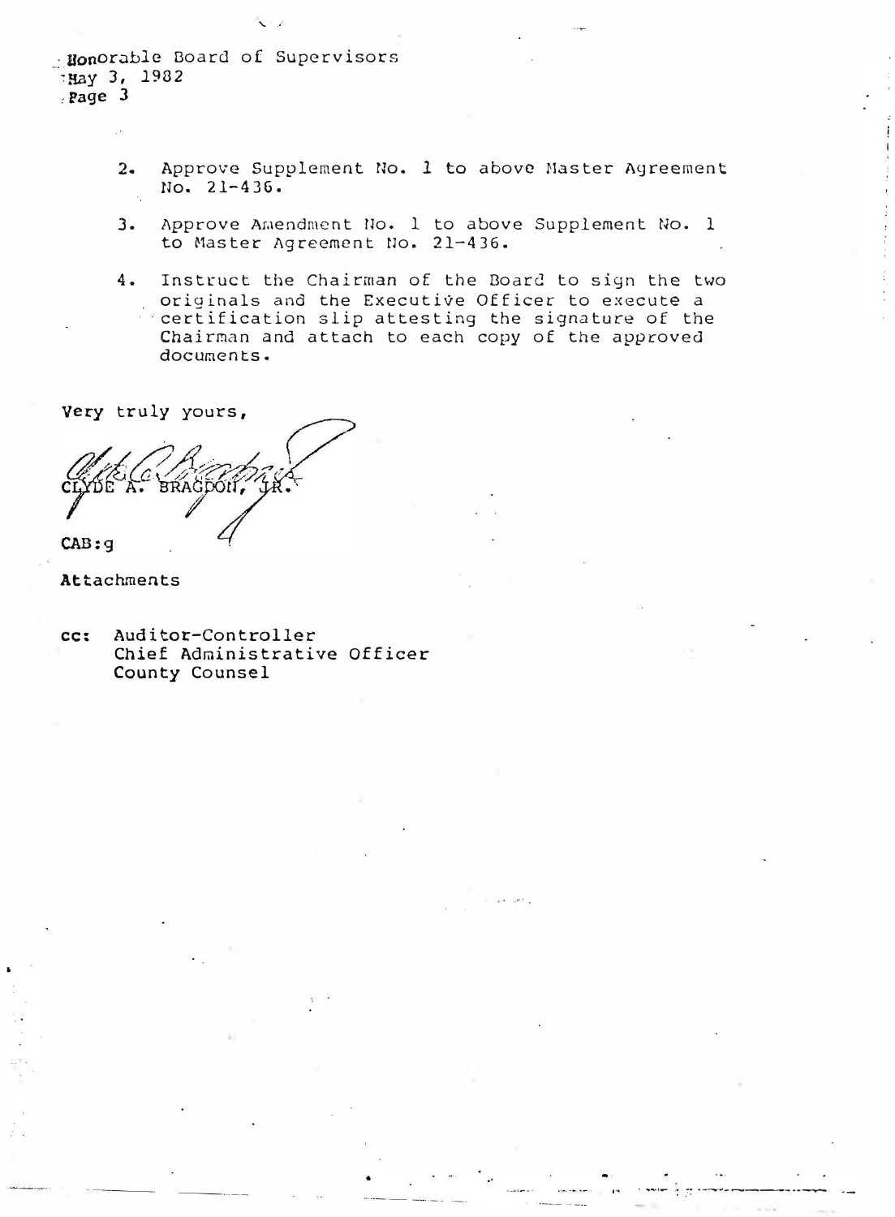Honorable Board of Supervisors
May 3, 1982
Page 3

2. Approve Supplement No. 1 to above Master Agreement No. 21-436.

3. Approve Amendment No. 1 to above Supplement No. 1 to Master Agreement No. 21-436.

4. Instruct the Chairman of the Board to sign the two originals and the Executive Officer to execute a certification slip attesting the signature of the Chairman and attach to each copy of the approved documents.

Very truly yours,

CLYDE A. BRAGDON, JR.

CAB:g

Attachments

cc: Auditor-Controller
Chief Administrative Officer
County Counsel